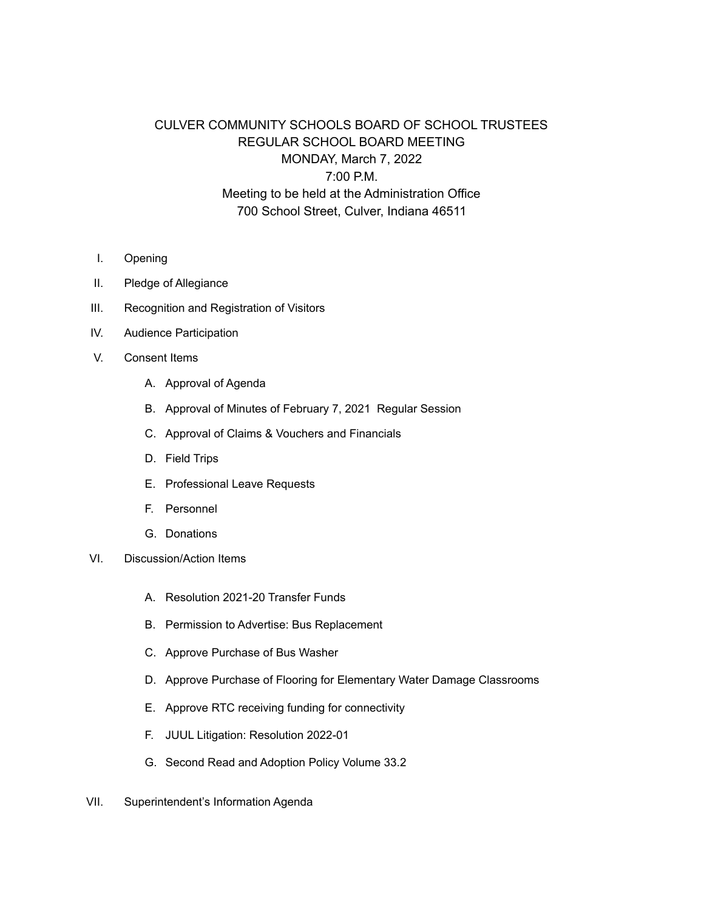# CULVER COMMUNITY SCHOOLS BOARD OF SCHOOL TRUSTEES
## REGULAR SCHOOL BOARD MEETING
### MONDAY, March 7, 2022
### 7:00 P.M.
Meeting to be held at the Administration Office
700 School Street, Culver, Indiana 46511

I. Opening

II. Pledge of Allegiance

III. Recognition and Registration of Visitors

IV. Audience Participation

V. Consent Items

   A. Approval of Agenda

   B. Approval of Minutes of February 7, 2021 Regular Session

   C. Approval of Claims & Vouchers and Financials

   D. Field Trips

   E. Professional Leave Requests

   F. Personnel

   G. Donations

VI. Discussion/Action Items

   A. Resolution 2021-20 Transfer Funds

   B. Permission to Advertise: Bus Replacement

   C. Approve Purchase of Bus Washer

   D. Approve Purchase of Flooring for Elementary Water Damage Classrooms

   E. Approve RTC receiving funding for connectivity

   F. JUUL Litigation: Resolution 2022-01

   G. Second Read and Adoption Policy Volume 33.2

VII. Superintendent's Information Agenda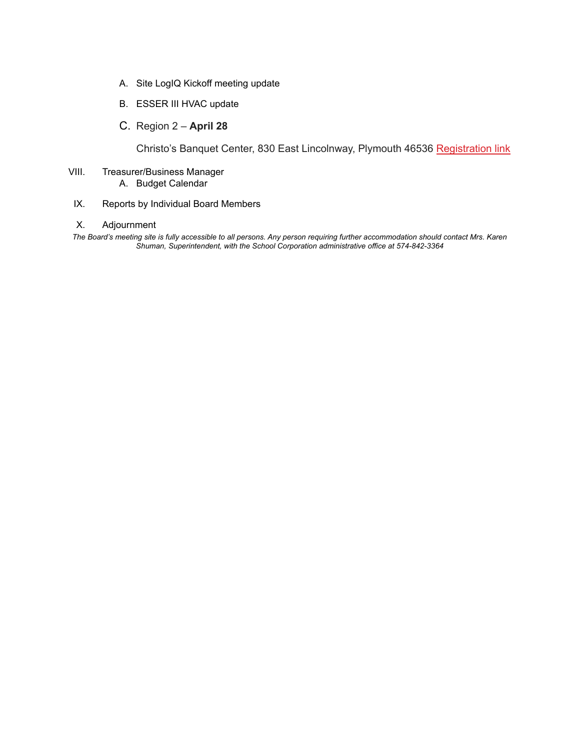A. Site LogIQ Kickoff meeting update

B. ESSER III HVAC update

C. Region 2 – **April 28**

Christo's Banquet Center, 830 East Lincolnway, Plymouth 46536 Registration link

VIII. Treasurer/Business Manager

A. Budget Calendar

IX. Reports by Individual Board Members

X. Adjournment

*The Board's meeting site is fully accessible to all persons. Any person requiring further accommodation should contact Mrs. Karen Shuman, Superintendent, with the School Corporation administrative office at 574-842-3364*